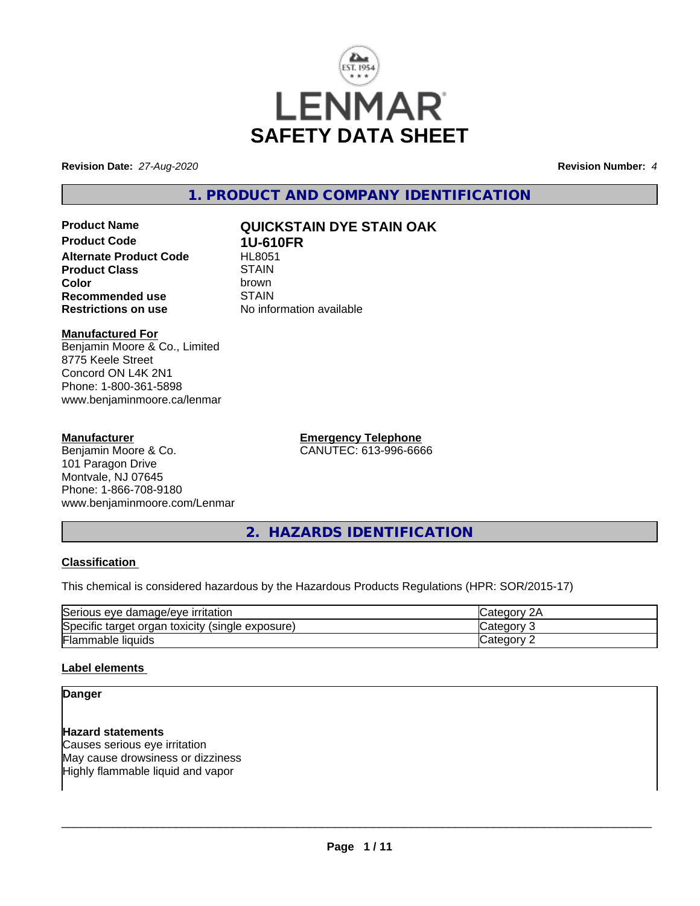# LENMAR
# SAFETY DATA SHEET

**Revision Date:** *27-Aug-2020* **Revision Number:** *4*

## 1. PRODUCT AND COMPANY IDENTIFICATION

| | |
|---|---|
| **Product Name** | **QUICKSTAIN DYE STAIN OAK** |
| **Product Code** | **1U-610FR** |
| **Alternate Product Code** | HL8051 |
| **Product Class** | STAIN |
| **Color** | brown |
| **Recommended use** | STAIN |
| **Restrictions on use** | No information available |

**Manufactured For**
Benjamin Moore & Co., Limited
8775 Keele Street
Concord ON L4K 2N1
Phone: 1-800-361-5898
www.benjaminmoore.ca/lenmar

**Manufacturer**
Benjamin Moore & Co.
101 Paragon Drive
Montvale, NJ 07645
Phone: 1-866-708-9180
www.benjaminmoore.com/Lenmar

**Emergency Telephone**
CANUTEC: 613-996-6666

## 2. HAZARDS IDENTIFICATION

**Classification**

This chemical is considered hazardous by the Hazardous Products Regulations (HPR: SOR/2015-17)

| | |
|---|---|
| Serious eye damage/eye irritation | Category 2A |
| Specific target organ toxicity (single exposure) | Category 3 |
| Flammable liquids | Category 2 |

**Label elements**

**Danger**

**Hazard statements**
Causes serious eye irritation
May cause drowsiness or dizziness
Highly flammable liquid and vapor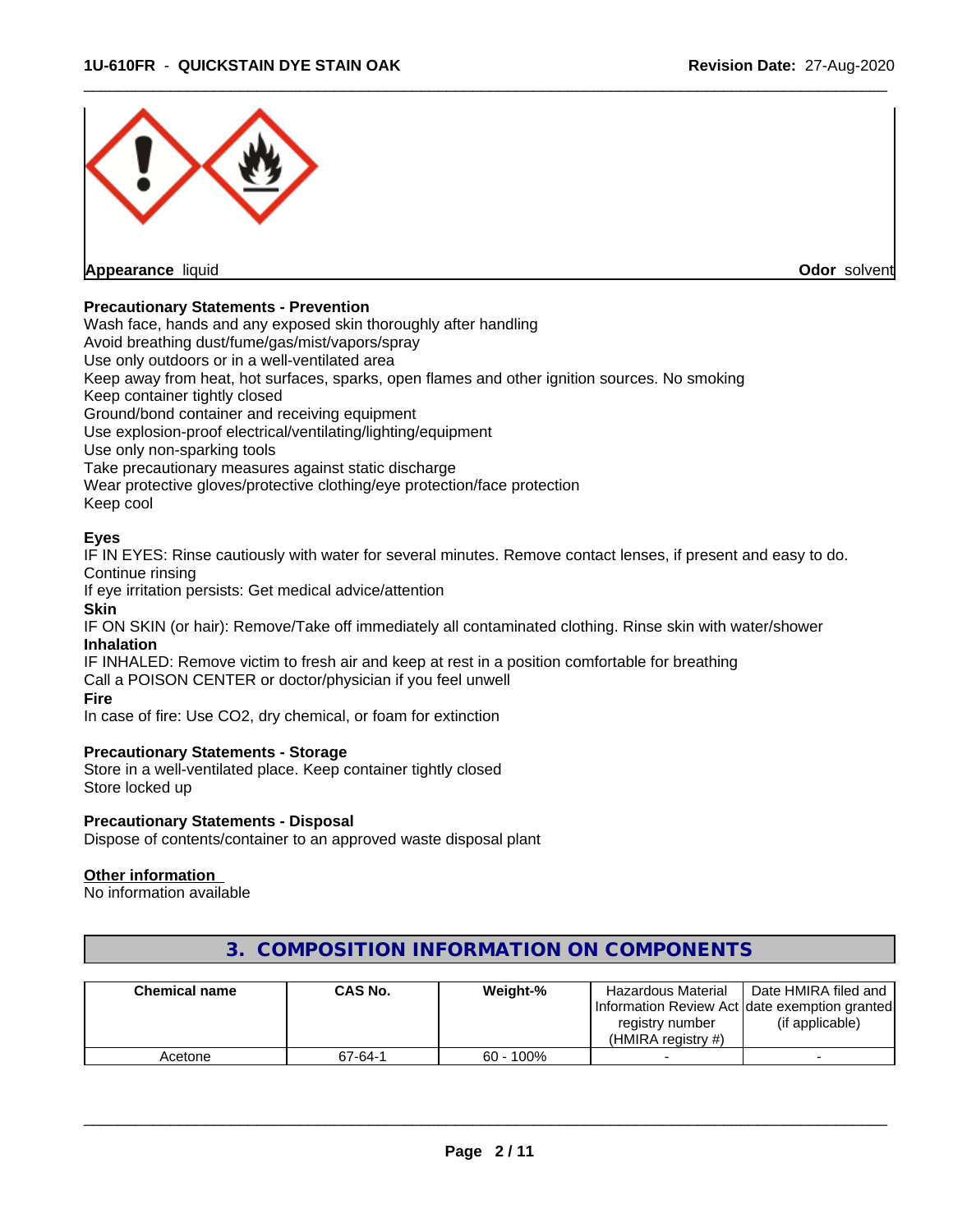**Appearance** liquid **Odor** solvent

**Precautionary Statements - Prevention**

Wash face, hands and any exposed skin thoroughly after handling
Avoid breathing dust/fume/gas/mist/vapors/spray
Use only outdoors or in a well-ventilated area
Keep away from heat, hot surfaces, sparks, open flames and other ignition sources. No smoking
Keep container tightly closed
Ground/bond container and receiving equipment
Use explosion-proof electrical/ventilating/lighting/equipment
Use only non-sparking tools
Take precautionary measures against static discharge
Wear protective gloves/protective clothing/eye protection/face protection
Keep cool

**Eyes**

IF IN EYES: Rinse cautiously with water for several minutes. Remove contact lenses, if present and easy to do. Continue rinsing
If eye irritation persists: Get medical advice/attention

**Skin**

IF ON SKIN (or hair): Remove/Take off immediately all contaminated clothing. Rinse skin with water/shower

**Inhalation**

IF INHALED: Remove victim to fresh air and keep at rest in a position comfortable for breathing
Call a POISON CENTER or doctor/physician if you feel unwell

**Fire**

In case of fire: Use CO2, dry chemical, or foam for extinction

**Precautionary Statements - Storage**

Store in a well-ventilated place. Keep container tightly closed
Store locked up

**Precautionary Statements - Disposal**

Dispose of contents/container to an approved waste disposal plant

**Other information**

No information available

## 3. COMPOSITION INFORMATION ON COMPONENTS

| Chemical name | CAS No. | Weight-% | Hazardous Material Information Review Act registry number (HMIRA registry #) | Date HMIRA filed and date exemption granted (if applicable) |
|---|---|---|---|---|
| Acetone | 67-64-1 | 60 - 100% | - | - |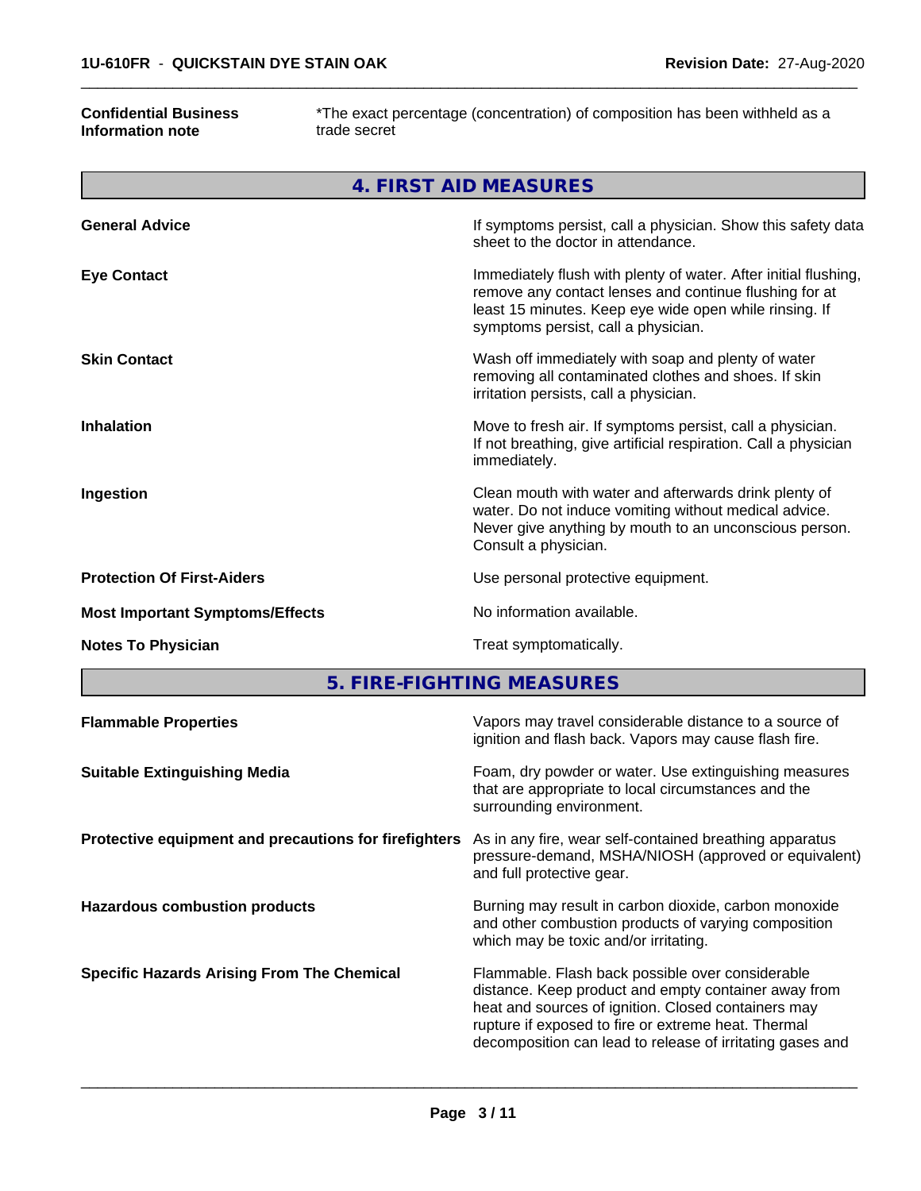**Confidential Business Information note** — *The exact percentage (concentration) of composition has been withheld as a trade secret

## 4. FIRST AID MEASURES

| | |
|---|---|
| **General Advice** | If symptoms persist, call a physician. Show this safety data sheet to the doctor in attendance. |
| **Eye Contact** | Immediately flush with plenty of water. After initial flushing, remove any contact lenses and continue flushing for at least 15 minutes. Keep eye wide open while rinsing. If symptoms persist, call a physician. |
| **Skin Contact** | Wash off immediately with soap and plenty of water removing all contaminated clothes and shoes. If skin irritation persists, call a physician. |
| **Inhalation** | Move to fresh air. If symptoms persist, call a physician. If not breathing, give artificial respiration. Call a physician immediately. |
| **Ingestion** | Clean mouth with water and afterwards drink plenty of water. Do not induce vomiting without medical advice. Never give anything by mouth to an unconscious person. Consult a physician. |
| **Protection Of First-Aiders** | Use personal protective equipment. |
| **Most Important Symptoms/Effects** | No information available. |
| **Notes To Physician** | Treat symptomatically. |

## 5. FIRE-FIGHTING MEASURES

| | |
|---|---|
| **Flammable Properties** | Vapors may travel considerable distance to a source of ignition and flash back. Vapors may cause flash fire. |
| **Suitable Extinguishing Media** | Foam, dry powder or water. Use extinguishing measures that are appropriate to local circumstances and the surrounding environment. |
| **Protective equipment and precautions for firefighters** | As in any fire, wear self-contained breathing apparatus pressure-demand, MSHA/NIOSH (approved or equivalent) and full protective gear. |
| **Hazardous combustion products** | Burning may result in carbon dioxide, carbon monoxide and other combustion products of varying composition which may be toxic and/or irritating. |
| **Specific Hazards Arising From The Chemical** | Flammable. Flash back possible over considerable distance. Keep product and empty container away from heat and sources of ignition. Closed containers may rupture if exposed to fire or extreme heat. Thermal decomposition can lead to release of irritating gases and |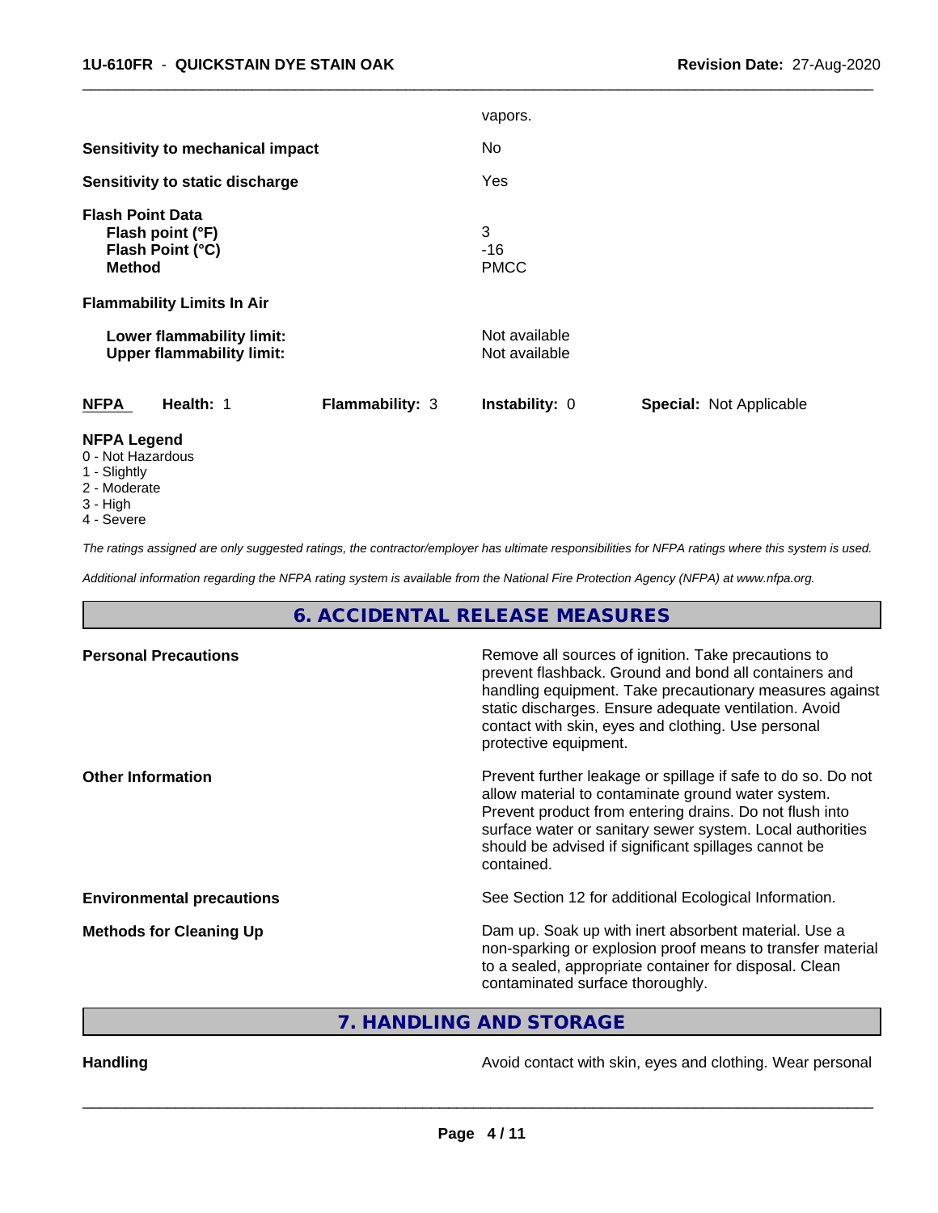vapors.

| | |
|---|---|
| **Sensitivity to mechanical impact** | No |
| **Sensitivity to static discharge** | Yes |

**Flash Point Data**

| | |
|---|---|
| **Flash point (°F)** | 3 |
| **Flash Point (°C)** | -16 |
| **Method** | PMCC |

**Flammability Limits In Air**

| | |
|---|---|
| **Lower flammability limit:** | Not available |
| **Upper flammability limit:** | Not available |

| **NFPA** | **Health:** 1 | **Flammability:** 3 | **Instability:** 0 | **Special:** Not Applicable |
|---|---|---|---|---|

**NFPA Legend**
- 0 - Not Hazardous
- 1 - Slightly
- 2 - Moderate
- 3 - High
- 4 - Severe

*The ratings assigned are only suggested ratings, the contractor/employer has ultimate responsibilities for NFPA ratings where this system is used.*

*Additional information regarding the NFPA rating system is available from the National Fire Protection Agency (NFPA) at www.nfpa.org.*

## 6. ACCIDENTAL RELEASE MEASURES

| | |
|---|---|
| **Personal Precautions** | Remove all sources of ignition. Take precautions to prevent flashback. Ground and bond all containers and handling equipment. Take precautionary measures against static discharges. Ensure adequate ventilation. Avoid contact with skin, eyes and clothing. Use personal protective equipment. |
| **Other Information** | Prevent further leakage or spillage if safe to do so. Do not allow material to contaminate ground water system. Prevent product from entering drains. Do not flush into surface water or sanitary sewer system. Local authorities should be advised if significant spillages cannot be contained. |
| **Environmental precautions** | See Section 12 for additional Ecological Information. |
| **Methods for Cleaning Up** | Dam up. Soak up with inert absorbent material. Use a non-sparking or explosion proof means to transfer material to a sealed, appropriate container for disposal. Clean contaminated surface thoroughly. |

## 7. HANDLING AND STORAGE

| | |
|---|---|
| **Handling** | Avoid contact with skin, eyes and clothing. Wear personal |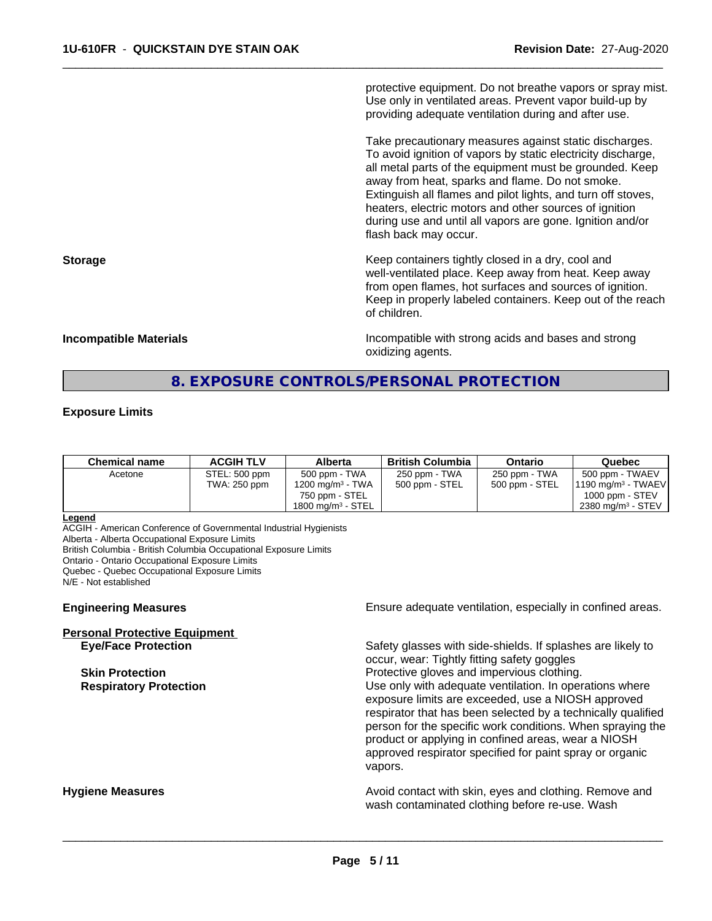protective equipment. Do not breathe vapors or spray mist. Use only in ventilated areas. Prevent vapor build-up by providing adequate ventilation during and after use.

Take precautionary measures against static discharges. To avoid ignition of vapors by static electricity discharge, all metal parts of the equipment must be grounded. Keep away from heat, sparks and flame. Do not smoke. Extinguish all flames and pilot lights, and turn off stoves, heaters, electric motors and other sources of ignition during use and until all vapors are gone. Ignition and/or flash back may occur.

**Storage**

Keep containers tightly closed in a dry, cool and well-ventilated place. Keep away from heat. Keep away from open flames, hot surfaces and sources of ignition. Keep in properly labeled containers. Keep out of the reach of children.

**Incompatible Materials**

Incompatible with strong acids and bases and strong oxidizing agents.

## 8. EXPOSURE CONTROLS/PERSONAL PROTECTION

**Exposure Limits**

| Chemical name | ACGIH TLV | Alberta | British Columbia | Ontario | Quebec |
|---|---|---|---|---|---|
| Acetone | STEL: 500 ppm<br>TWA: 250 ppm | 500 ppm - TWA<br>1200 mg/m³ - TWA<br>750 ppm - STEL<br>1800 mg/m³ - STEL | 250 ppm - TWA<br>500 ppm - STEL | 250 ppm - TWA<br>500 ppm - STEL | 500 ppm - TWAEV<br>1190 mg/m³ - TWAEV<br>1000 ppm - STEV<br>2380 mg/m³ - STEV |

**Legend**
ACGIH - American Conference of Governmental Industrial Hygienists
Alberta - Alberta Occupational Exposure Limits
British Columbia - British Columbia Occupational Exposure Limits
Ontario - Ontario Occupational Exposure Limits
Quebec - Quebec Occupational Exposure Limits
N/E - Not established

**Engineering Measures**

Ensure adequate ventilation, especially in confined areas.

**Personal Protective Equipment**

**Eye/Face Protection**

Safety glasses with side-shields. If splashes are likely to occur, wear: Tightly fitting safety goggles

**Skin Protection**

Protective gloves and impervious clothing.

**Respiratory Protection**

Use only with adequate ventilation. In operations where exposure limits are exceeded, use a NIOSH approved respirator that has been selected by a technically qualified person for the specific work conditions. When spraying the product or applying in confined areas, wear a NIOSH approved respirator specified for paint spray or organic vapors.

**Hygiene Measures**

Avoid contact with skin, eyes and clothing. Remove and wash contaminated clothing before re-use. Wash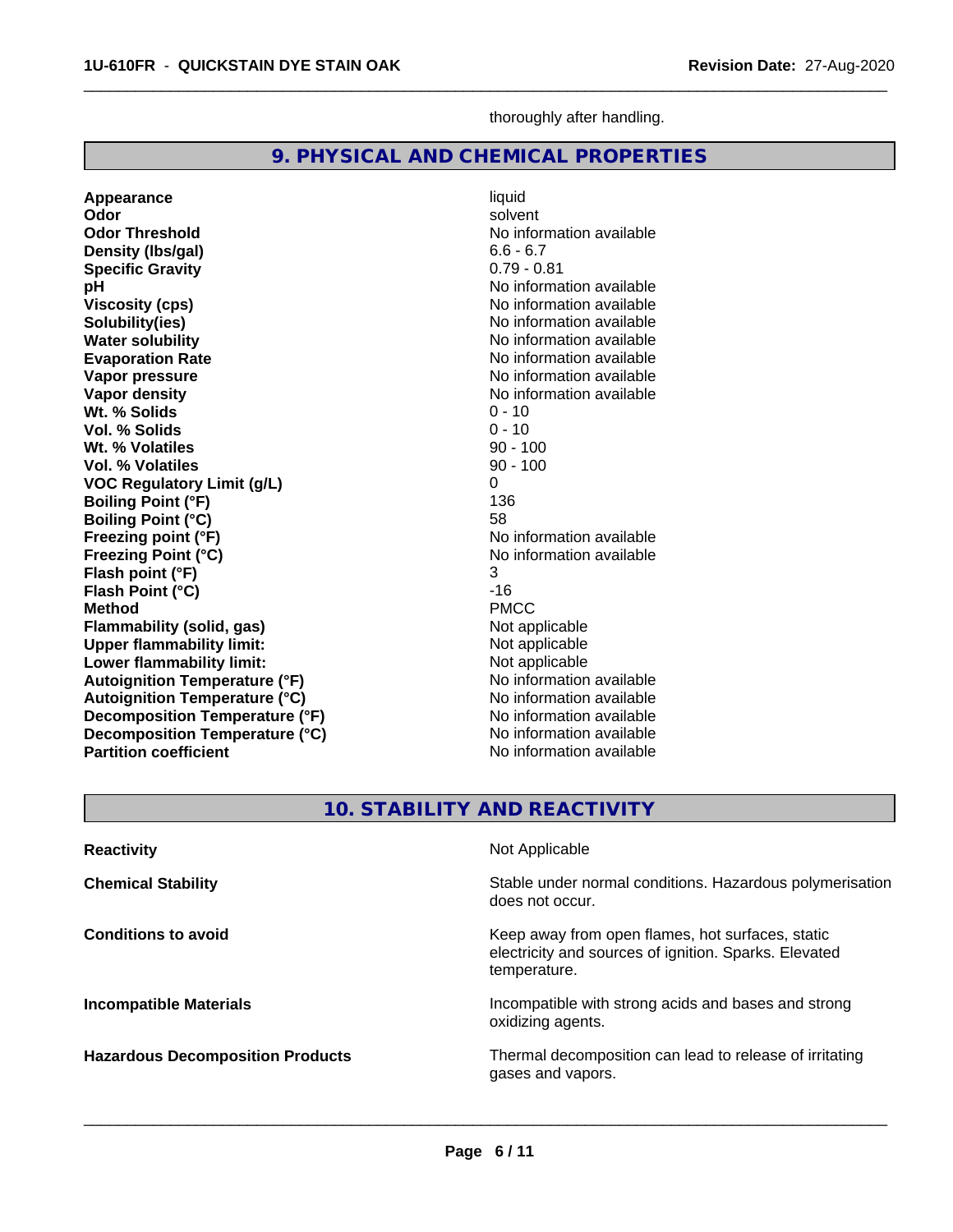thoroughly after handling.

## 9. PHYSICAL AND CHEMICAL PROPERTIES

| Property | Value |
|---|---|
| **Appearance** | liquid |
| **Odor** | solvent |
| **Odor Threshold** | No information available |
| **Density (lbs/gal)** | 6.6 - 6.7 |
| **Specific Gravity** | 0.79 - 0.81 |
| **pH** | No information available |
| **Viscosity (cps)** | No information available |
| **Solubility(ies)** | No information available |
| **Water solubility** | No information available |
| **Evaporation Rate** | No information available |
| **Vapor pressure** | No information available |
| **Vapor density** | No information available |
| **Wt. % Solids** | 0 - 10 |
| **Vol. % Solids** | 0 - 10 |
| **Wt. % Volatiles** | 90 - 100 |
| **Vol. % Volatiles** | 90 - 100 |
| **VOC Regulatory Limit (g/L)** | 0 |
| **Boiling Point (°F)** | 136 |
| **Boiling Point (°C)** | 58 |
| **Freezing point (°F)** | No information available |
| **Freezing Point (°C)** | No information available |
| **Flash point (°F)** | 3 |
| **Flash Point (°C)** | -16 |
| **Method** | PMCC |
| **Flammability (solid, gas)** | Not applicable |
| **Upper flammability limit:** | Not applicable |
| **Lower flammability limit:** | Not applicable |
| **Autoignition Temperature (°F)** | No information available |
| **Autoignition Temperature (°C)** | No information available |
| **Decomposition Temperature (°F)** | No information available |
| **Decomposition Temperature (°C)** | No information available |
| **Partition coefficient** | No information available |

## 10. STABILITY AND REACTIVITY

| | |
|---|---|
| **Reactivity** | Not Applicable |
| **Chemical Stability** | Stable under normal conditions. Hazardous polymerisation does not occur. |
| **Conditions to avoid** | Keep away from open flames, hot surfaces, static electricity and sources of ignition. Sparks. Elevated temperature. |
| **Incompatible Materials** | Incompatible with strong acids and bases and strong oxidizing agents. |
| **Hazardous Decomposition Products** | Thermal decomposition can lead to release of irritating gases and vapors. |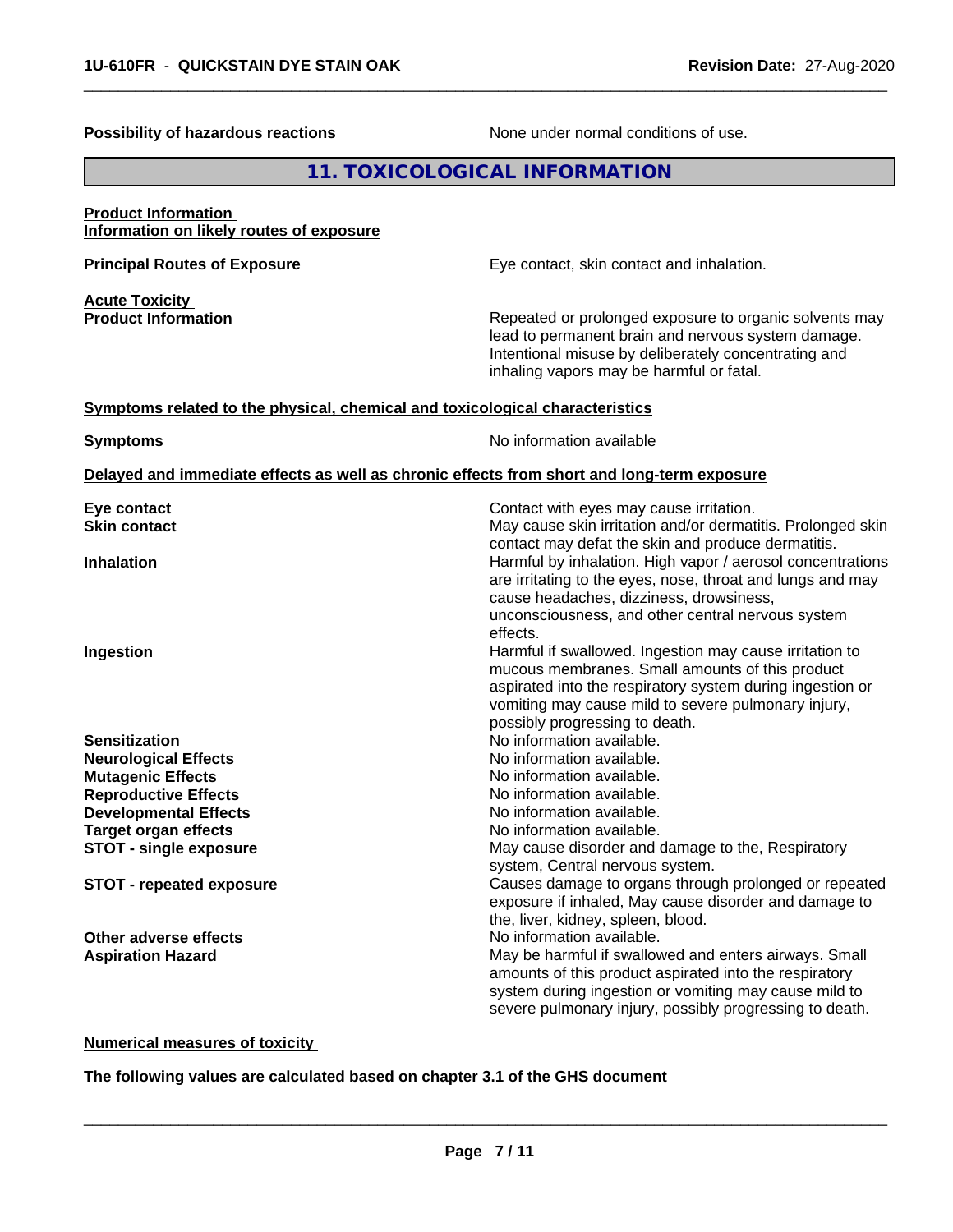**Possibility of hazardous reactions** None under normal conditions of use.

## 11. TOXICOLOGICAL INFORMATION

**Product Information**
**Information on likely routes of exposure**

**Principal Routes of Exposure** Eye contact, skin contact and inhalation.

**Acute Toxicity**
**Product Information** Repeated or prolonged exposure to organic solvents may lead to permanent brain and nervous system damage. Intentional misuse by deliberately concentrating and inhaling vapors may be harmful or fatal.

**Symptoms related to the physical, chemical and toxicological characteristics**

**Symptoms** No information available

**Delayed and immediate effects as well as chronic effects from short and long-term exposure**

| | |
|---|---|
| **Eye contact** | Contact with eyes may cause irritation. |
| **Skin contact** | May cause skin irritation and/or dermatitis. Prolonged skin contact may defat the skin and produce dermatitis. |
| **Inhalation** | Harmful by inhalation. High vapor / aerosol concentrations are irritating to the eyes, nose, throat and lungs and may cause headaches, dizziness, drowsiness, unconsciousness, and other central nervous system effects. |
| **Ingestion** | Harmful if swallowed. Ingestion may cause irritation to mucous membranes. Small amounts of this product aspirated into the respiratory system during ingestion or vomiting may cause mild to severe pulmonary injury, possibly progressing to death. |
| **Sensitization** | No information available. |
| **Neurological Effects** | No information available. |
| **Mutagenic Effects** | No information available. |
| **Reproductive Effects** | No information available. |
| **Developmental Effects** | No information available. |
| **Target organ effects** | No information available. |
| **STOT - single exposure** | May cause disorder and damage to the, Respiratory system, Central nervous system. |
| **STOT - repeated exposure** | Causes damage to organs through prolonged or repeated exposure if inhaled, May cause disorder and damage to the, liver, kidney, spleen, blood. |
| **Other adverse effects** | No information available. |
| **Aspiration Hazard** | May be harmful if swallowed and enters airways. Small amounts of this product aspirated into the respiratory system during ingestion or vomiting may cause mild to severe pulmonary injury, possibly progressing to death. |

**Numerical measures of toxicity**

**The following values are calculated based on chapter 3.1 of the GHS document**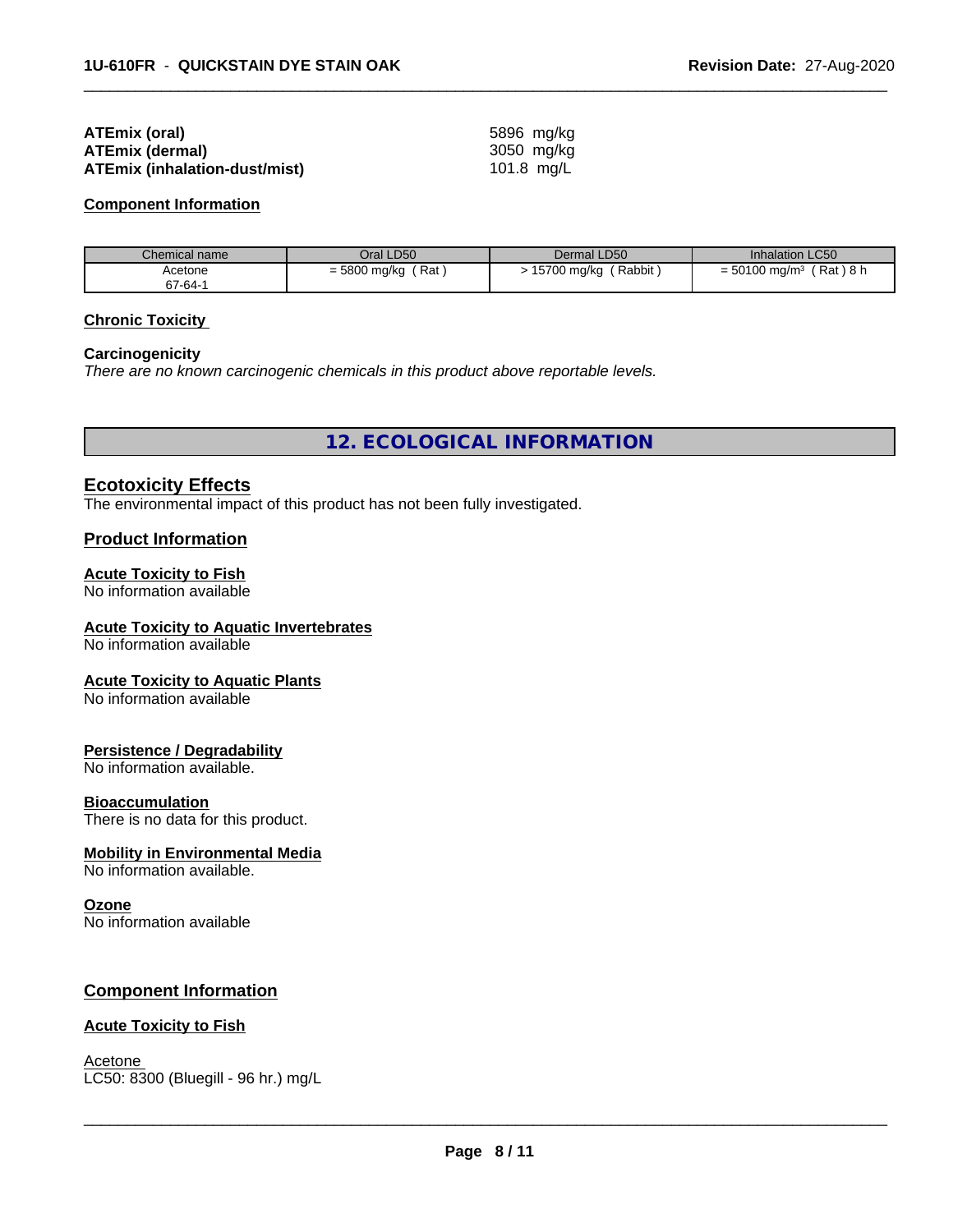**ATEmix (oral)** 5896 mg/kg
**ATEmix (dermal)** 3050 mg/kg
**ATEmix (inhalation-dust/mist)** 101.8 mg/L

**Component Information**

| Chemical name | Oral LD50 | Dermal LD50 | Inhalation LC50 |
|---|---|---|---|
| Acetone<br>67-64-1 | = 5800 mg/kg ( Rat ) | > 15700 mg/kg ( Rabbit ) | = 50100 mg/m$^3$ ( Rat ) 8 h |

**Chronic Toxicity**

**Carcinogenicity**
*There are no known carcinogenic chemicals in this product above reportable levels.*

## 12. ECOLOGICAL INFORMATION

### Ecotoxicity Effects
The environmental impact of this product has not been fully investigated.

### Product Information

**Acute Toxicity to Fish**
No information available

**Acute Toxicity to Aquatic Invertebrates**
No information available

**Acute Toxicity to Aquatic Plants**
No information available

**Persistence / Degradability**
No information available.

**Bioaccumulation**
There is no data for this product.

**Mobility in Environmental Media**
No information available.

**Ozone**
No information available

### Component Information

**Acute Toxicity to Fish**

Acetone
LC50: 8300 (Bluegill - 96 hr.) mg/L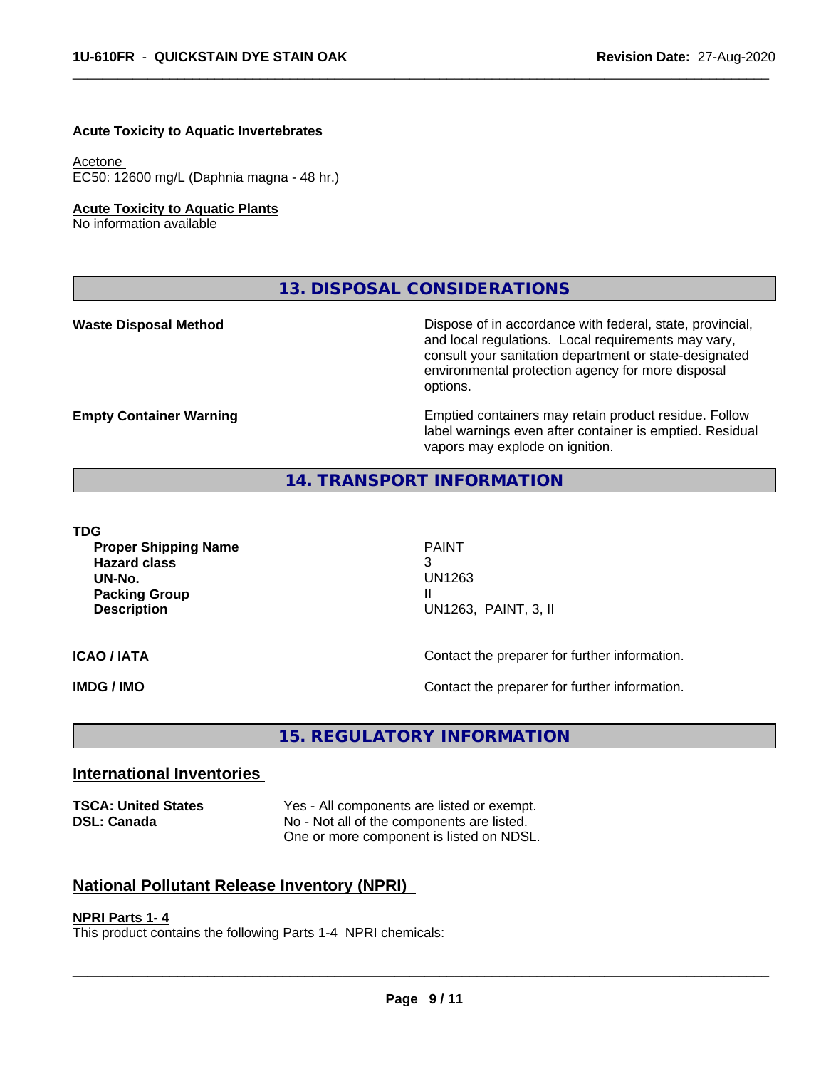**Acute Toxicity to Aquatic Invertebrates**

Acetone
EC50: 12600 mg/L (Daphnia magna - 48 hr.)

**Acute Toxicity to Aquatic Plants**
No information available

## 13. DISPOSAL CONSIDERATIONS

| | |
|---|---|
| **Waste Disposal Method** | Dispose of in accordance with federal, state, provincial, and local regulations. Local requirements may vary, consult your sanitation department or state-designated environmental protection agency for more disposal options. |
| **Empty Container Warning** | Emptied containers may retain product residue. Follow label warnings even after container is emptied. Residual vapors may explode on ignition. |

## 14. TRANSPORT INFORMATION

**TDG**

| | |
|---|---|
| **Proper Shipping Name** | PAINT |
| **Hazard class** | 3 |
| **UN-No.** | UN1263 |
| **Packing Group** | II |
| **Description** | UN1263, PAINT, 3, II |

| | |
|---|---|
| **ICAO / IATA** | Contact the preparer for further information. |
| **IMDG / IMO** | Contact the preparer for further information. |

## 15. REGULATORY INFORMATION

### International Inventories

| | |
|---|---|
| **TSCA: United States** | Yes - All components are listed or exempt. |
| **DSL: Canada** | No - Not all of the components are listed. One or more component is listed on NDSL. |

### National Pollutant Release Inventory (NPRI)

**NPRI Parts 1- 4**
This product contains the following Parts 1-4 NPRI chemicals: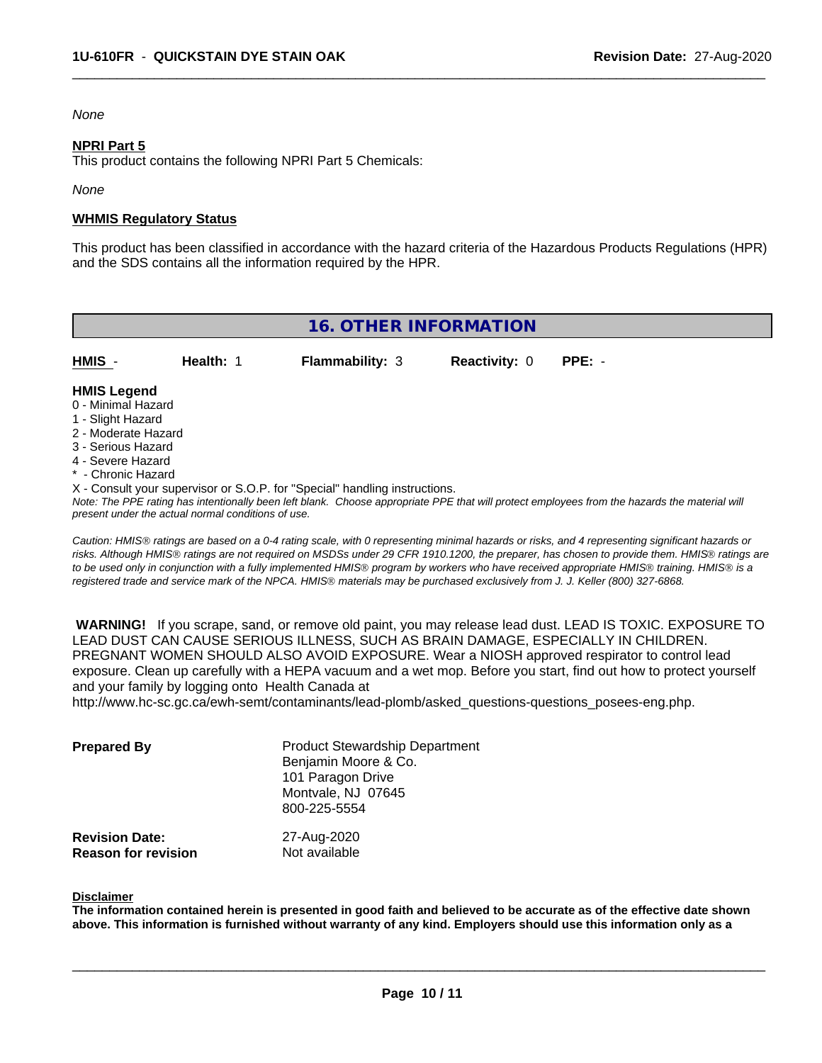*None*

**NPRI Part 5**

This product contains the following NPRI Part 5 Chemicals:

*None*

**WHMIS Regulatory Status**

This product has been classified in accordance with the hazard criteria of the Hazardous Products Regulations (HPR) and the SDS contains all the information required by the HPR.

## 16. OTHER INFORMATION

| HMIS - | Health: 1 | Flammability: 3 | Reactivity: 0 | PPE: - |
|---|---|---|---|---|

**HMIS Legend**

0 - Minimal Hazard
1 - Slight Hazard
2 - Moderate Hazard
3 - Serious Hazard
4 - Severe Hazard
* - Chronic Hazard
X - Consult your supervisor or S.O.P. for "Special" handling instructions.

*Note: The PPE rating has intentionally been left blank. Choose appropriate PPE that will protect employees from the hazards the material will present under the actual normal conditions of use.*

*Caution: HMIS® ratings are based on a 0-4 rating scale, with 0 representing minimal hazards or risks, and 4 representing significant hazards or risks. Although HMIS® ratings are not required on MSDSs under 29 CFR 1910.1200, the preparer, has chosen to provide them. HMIS® ratings are to be used only in conjunction with a fully implemented HMIS® program by workers who have received appropriate HMIS® training. HMIS® is a registered trade and service mark of the NPCA. HMIS® materials may be purchased exclusively from J. J. Keller (800) 327-6868.*

**WARNING!** If you scrape, sand, or remove old paint, you may release lead dust. LEAD IS TOXIC. EXPOSURE TO LEAD DUST CAN CAUSE SERIOUS ILLNESS, SUCH AS BRAIN DAMAGE, ESPECIALLY IN CHILDREN. PREGNANT WOMEN SHOULD ALSO AVOID EXPOSURE. Wear a NIOSH approved respirator to control lead exposure. Clean up carefully with a HEPA vacuum and a wet mop. Before you start, find out how to protect yourself and your family by logging onto Health Canada at http://www.hc-sc.gc.ca/ewh-semt/contaminants/lead-plomb/asked_questions-questions_posees-eng.php.

**Prepared By**
Product Stewardship Department
Benjamin Moore & Co.
101 Paragon Drive
Montvale, NJ 07645
800-225-5554

**Revision Date:** 27-Aug-2020
**Reason for revision** Not available

**Disclaimer**

**The information contained herein is presented in good faith and believed to be accurate as of the effective date shown above. This information is furnished without warranty of any kind. Employers should use this information only as a**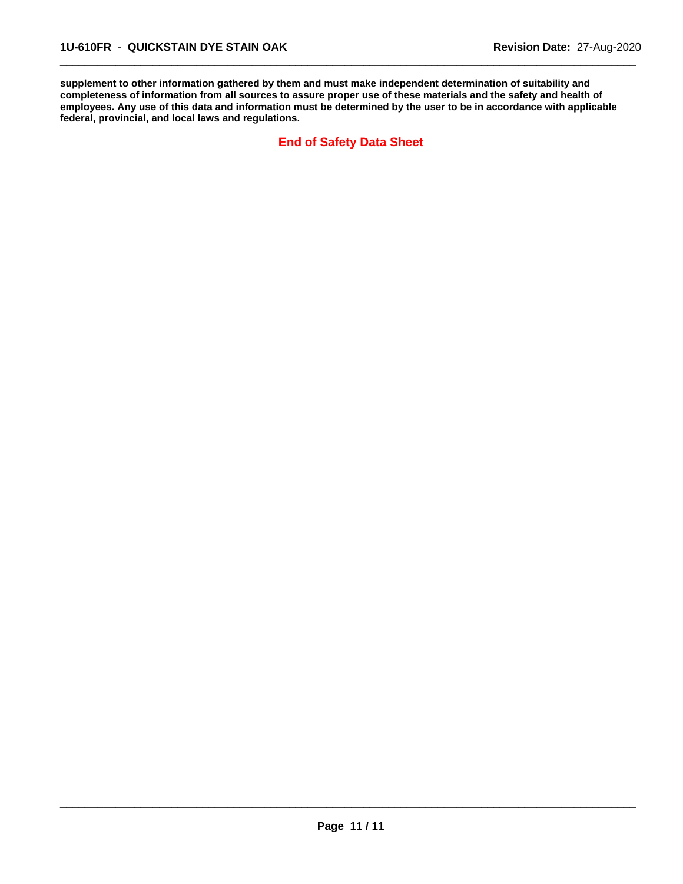**supplement to other information gathered by them and must make independent determination of suitability and completeness of information from all sources to assure proper use of these materials and the safety and health of employees. Any use of this data and information must be determined by the user to be in accordance with applicable federal, provincial, and local laws and regulations.**

**End of Safety Data Sheet**